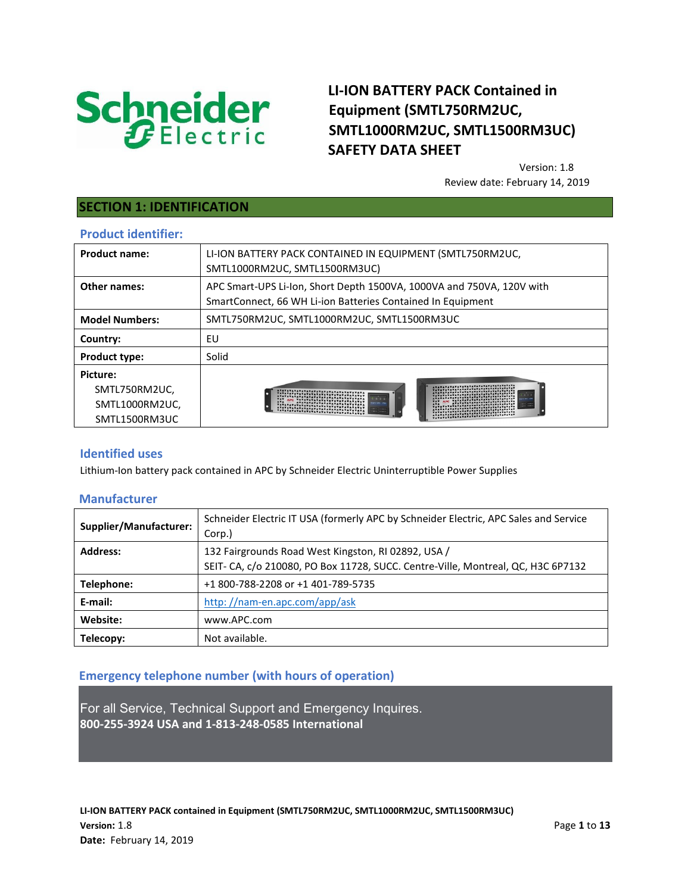# LI-ION BATTERY PACK Contained in Equipment (SMTL750RM2UC, SMTL1000RM2UC, SMTL1500RM3UC) SAFETY DATA SHEET

Version: 1.8
Review date: February 14, 2019

## SECTION 1: IDENTIFICATION

### Product identifier:

| Product name: | LI-ION BATTERY PACK CONTAINED IN EQUIPMENT (SMTL750RM2UC, SMTL1000RM2UC, SMTL1500RM3UC) |
|---|---|
| Other names: | APC Smart-UPS Li-Ion, Short Depth 1500VA, 1000VA and 750VA, 120V with SmartConnect, 66 WH Li-ion Batteries Contained In Equipment |
| Model Numbers: | SMTL750RM2UC, SMTL1000RM2UC, SMTL1500RM3UC |
| Country: | EU |
| Product type: | Solid |
| Picture: SMTL750RM2UC, SMTL1000RM2UC, SMTL1500RM3UC | |

### Identified uses

Lithium-Ion battery pack contained in APC by Schneider Electric Uninterruptible Power Supplies

### Manufacturer

| Supplier/Manufacturer: | Schneider Electric IT USA (formerly APC by Schneider Electric, APC Sales and Service Corp.) |
|---|---|
| Address: | 132 Fairgrounds Road West Kingston, RI 02892, USA / SEIT- CA, c/o 210080, PO Box 11728, SUCC. Centre-Ville, Montreal, QC, H3C 6P7132 |
| Telephone: | +1 800-788-2208 or +1 401-789-5735 |
| E-mail: | http: //nam-en.apc.com/app/ask |
| Website: | www.APC.com |
| Telecopy: | Not available. |

### Emergency telephone number (with hours of operation)

For all Service, Technical Support and Emergency Inquires.
**800-255-3924 USA and 1-813-248-0585 International**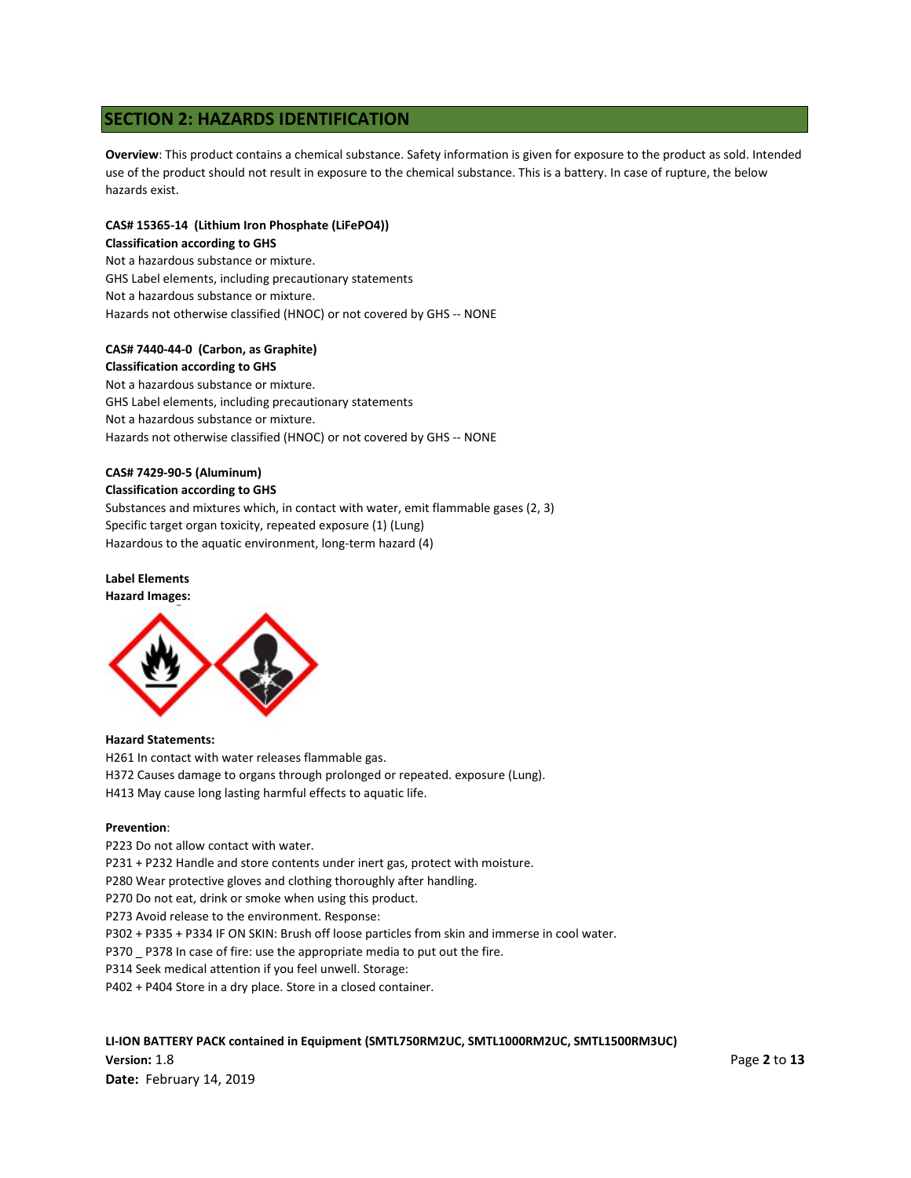## SECTION 2: HAZARDS IDENTIFICATION

**Overview**: This product contains a chemical substance. Safety information is given for exposure to the product as sold. Intended use of the product should not result in exposure to the chemical substance. This is a battery. In case of rupture, the below hazards exist.

**CAS# 15365-14 (Lithium Iron Phosphate ($LiFePO_4$))**
**Classification according to GHS**
Not a hazardous substance or mixture.
GHS Label elements, including precautionary statements
Not a hazardous substance or mixture.
Hazards not otherwise classified (HNOC) or not covered by GHS -- NONE

**CAS# 7440-44-0 (Carbon, as Graphite)**
**Classification according to GHS**
Not a hazardous substance or mixture.
GHS Label elements, including precautionary statements
Not a hazardous substance or mixture.
Hazards not otherwise classified (HNOC) or not covered by GHS -- NONE

**CAS# 7429-90-5 (Aluminum)**
**Classification according to GHS**
Substances and mixtures which, in contact with water, emit flammable gases (2, 3)
Specific target organ toxicity, repeated exposure (1) (Lung)
Hazardous to the aquatic environment, long-term hazard (4)

**Label Elements**
**Hazard Images:**

**Hazard Statements:**
H261 In contact with water releases flammable gas.
H372 Causes damage to organs through prolonged or repeated. exposure (Lung).
H413 May cause long lasting harmful effects to aquatic life.

**Prevention**:
P223 Do not allow contact with water.
P231 + P232 Handle and store contents under inert gas, protect with moisture.
P280 Wear protective gloves and clothing thoroughly after handling.
P270 Do not eat, drink or smoke when using this product.
P273 Avoid release to the environment. Response:
P302 + P335 + P334 IF ON SKIN: Brush off loose particles from skin and immerse in cool water.
P370 _ P378 In case of fire: use the appropriate media to put out the fire.
P314 Seek medical attention if you feel unwell. Storage:
P402 + P404 Store in a dry place. Store in a closed container.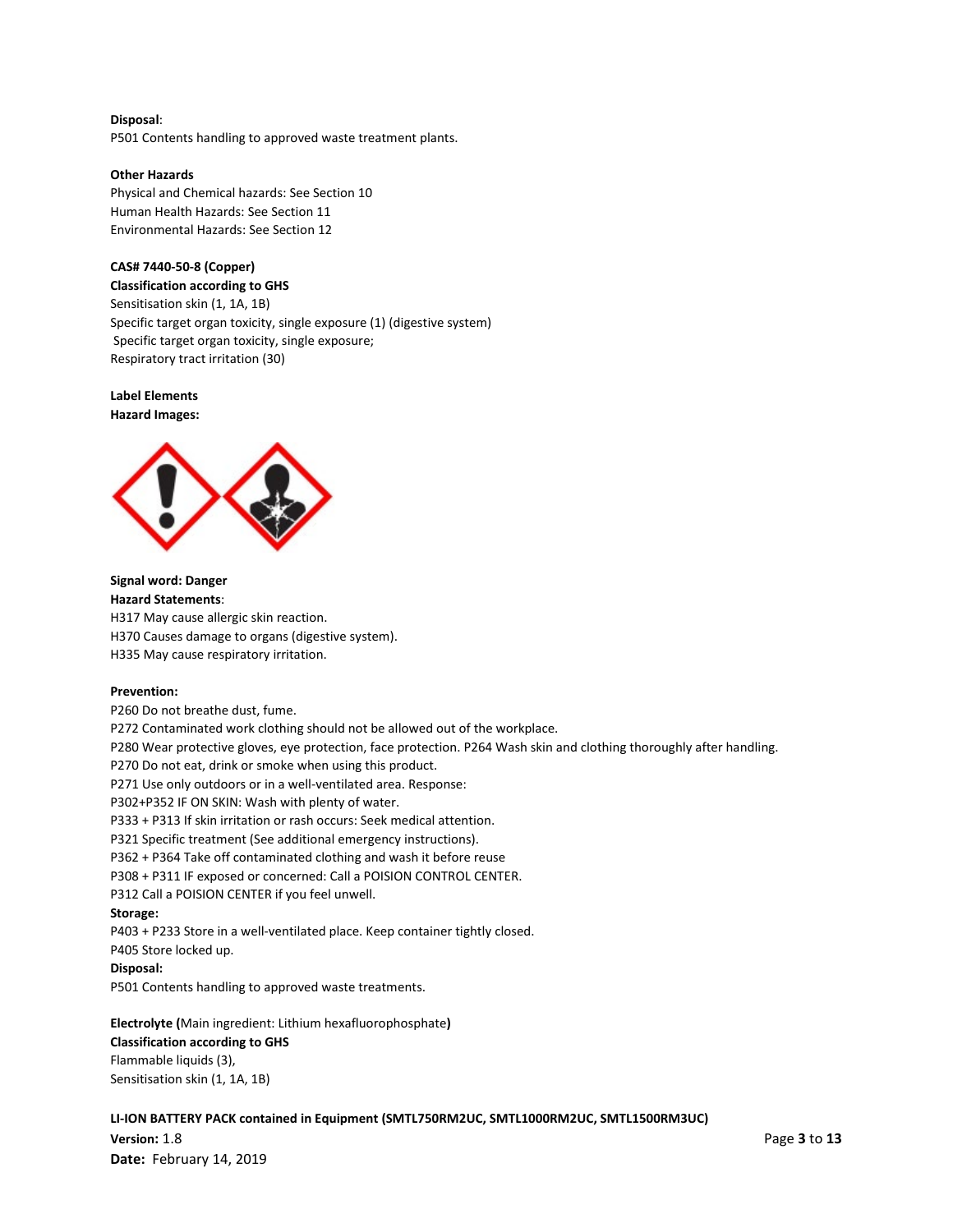**Disposal**:

P501 Contents handling to approved waste treatment plants.

**Other Hazards**

Physical and Chemical hazards: See Section 10

Human Health Hazards: See Section 11

Environmental Hazards: See Section 12

**CAS# 7440-50-8 (Copper)**

**Classification according to GHS**

Sensitisation skin (1, 1A, 1B)

Specific target organ toxicity, single exposure (1) (digestive system)

Specific target organ toxicity, single exposure;

Respiratory tract irritation (30)

**Label Elements**

**Hazard Images:**

**Signal word: Danger**

**Hazard Statements**:

H317 May cause allergic skin reaction.

H370 Causes damage to organs (digestive system).

H335 May cause respiratory irritation.

**Prevention:**

P260 Do not breathe dust, fume.

P272 Contaminated work clothing should not be allowed out of the workplace.

P280 Wear protective gloves, eye protection, face protection. P264 Wash skin and clothing thoroughly after handling.

P270 Do not eat, drink or smoke when using this product.

P271 Use only outdoors or in a well-ventilated area. Response:

P302+P352 IF ON SKIN: Wash with plenty of water.

P333 + P313 If skin irritation or rash occurs: Seek medical attention.

P321 Specific treatment (See additional emergency instructions).

P362 + P364 Take off contaminated clothing and wash it before reuse

P308 + P311 IF exposed or concerned: Call a POISION CONTROL CENTER.

P312 Call a POISION CENTER if you feel unwell.

**Storage:**

P403 + P233 Store in a well-ventilated place. Keep container tightly closed.

P405 Store locked up.

**Disposal:**

P501 Contents handling to approved waste treatments.

**Electrolyte (**Main ingredient: Lithium hexafluorophosphate**)**

**Classification according to GHS**

Flammable liquids (3),

Sensitisation skin (1, 1A, 1B)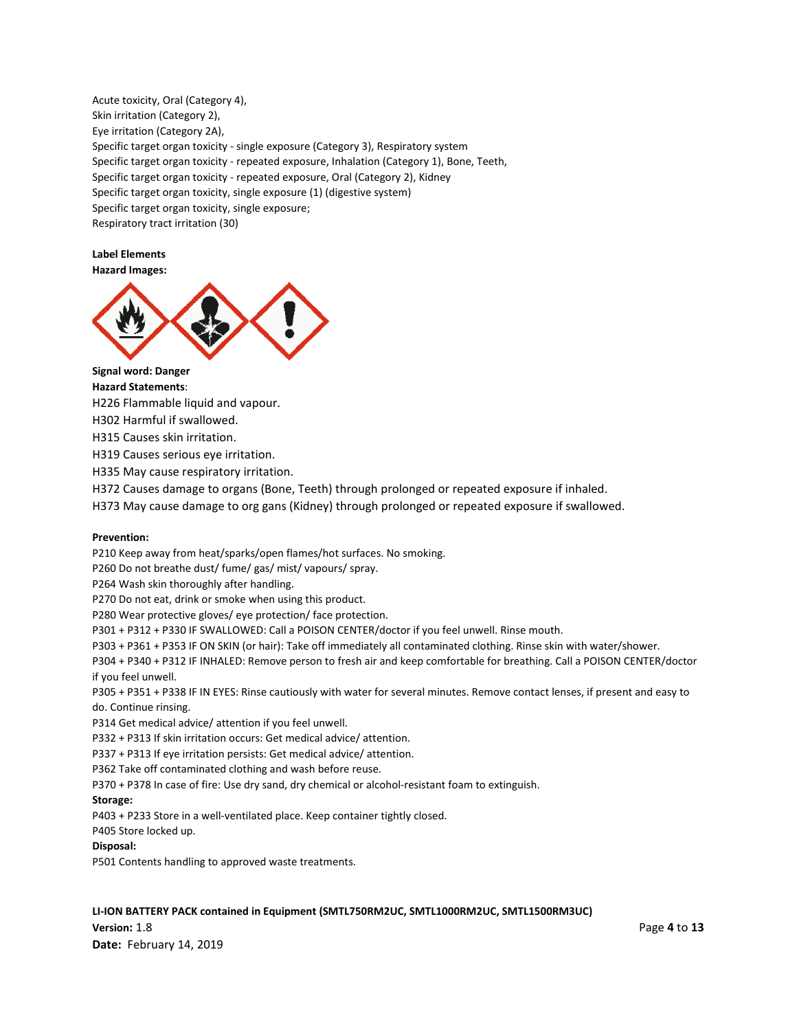Acute toxicity, Oral (Category 4),
Skin irritation (Category 2),
Eye irritation (Category 2A),
Specific target organ toxicity - single exposure (Category 3), Respiratory system
Specific target organ toxicity - repeated exposure, Inhalation (Category 1), Bone, Teeth,
Specific target organ toxicity - repeated exposure, Oral (Category 2), Kidney
Specific target organ toxicity, single exposure (1) (digestive system)
Specific target organ toxicity, single exposure;
Respiratory tract irritation (30)

**Label Elements**

**Hazard Images:**

**Signal word: Danger**

**Hazard Statements**:

H226 Flammable liquid and vapour.
H302 Harmful if swallowed.
H315 Causes skin irritation.
H319 Causes serious eye irritation.
H335 May cause respiratory irritation.
H372 Causes damage to organs (Bone, Teeth) through prolonged or repeated exposure if inhaled.
H373 May cause damage to org gans (Kidney) through prolonged or repeated exposure if swallowed.

**Prevention:**

P210 Keep away from heat/sparks/open flames/hot surfaces. No smoking.
P260 Do not breathe dust/ fume/ gas/ mist/ vapours/ spray.
P264 Wash skin thoroughly after handling.
P270 Do not eat, drink or smoke when using this product.
P280 Wear protective gloves/ eye protection/ face protection.
P301 + P312 + P330 IF SWALLOWED: Call a POISON CENTER/doctor if you feel unwell. Rinse mouth.
P303 + P361 + P353 IF ON SKIN (or hair): Take off immediately all contaminated clothing. Rinse skin with water/shower.
P304 + P340 + P312 IF INHALED: Remove person to fresh air and keep comfortable for breathing. Call a POISON CENTER/doctor if you feel unwell.
P305 + P351 + P338 IF IN EYES: Rinse cautiously with water for several minutes. Remove contact lenses, if present and easy to do. Continue rinsing.
P314 Get medical advice/ attention if you feel unwell.
P332 + P313 If skin irritation occurs: Get medical advice/ attention.
P337 + P313 If eye irritation persists: Get medical advice/ attention.
P362 Take off contaminated clothing and wash before reuse.
P370 + P378 In case of fire: Use dry sand, dry chemical or alcohol-resistant foam to extinguish.

**Storage:**

P403 + P233 Store in a well-ventilated place. Keep container tightly closed.
P405 Store locked up.

**Disposal:**

P501 Contents handling to approved waste treatments.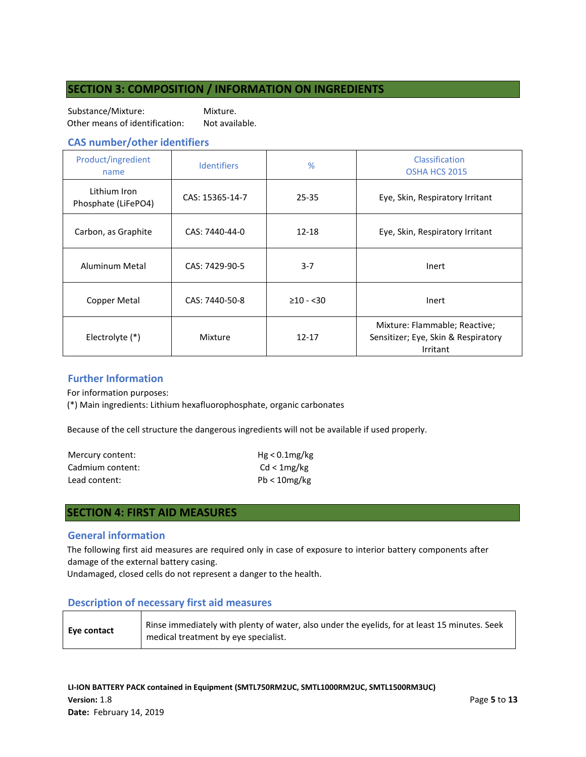## SECTION 3: COMPOSITION / INFORMATION ON INGREDIENTS

Substance/Mixture: Mixture.
Other means of identification: Not available.

### CAS number/other identifiers

| Product/ingredient name | Identifiers | % | Classification OSHA HCS 2015 |
|---|---|---|---|
| Lithium Iron Phosphate ($LiFePO_4$) | CAS: 15365-14-7 | 25-35 | Eye, Skin, Respiratory Irritant |
| Carbon, as Graphite | CAS: 7440-44-0 | 12-18 | Eye, Skin, Respiratory Irritant |
| Aluminum Metal | CAS: 7429-90-5 | 3-7 | Inert |
| Copper Metal | CAS: 7440-50-8 | ≥10 - <30 | Inert |
| Electrolyte (*) | Mixture | 12-17 | Mixture: Flammable; Reactive; Sensitizer; Eye, Skin & Respiratory Irritant |

### Further Information

For information purposes:
(*) Main ingredients: Lithium hexafluorophosphate, organic carbonates

Because of the cell structure the dangerous ingredients will not be available if used properly.

Mercury content: Hg < 0.1mg/kg
Cadmium content: Cd < 1mg/kg
Lead content: Pb < 10mg/kg

## SECTION 4: FIRST AID MEASURES

### General information

The following first aid measures are required only in case of exposure to interior battery components after damage of the external battery casing.
Undamaged, closed cells do not represent a danger to the health.

### Description of necessary first aid measures

| | |
|---|---|
| **Eye contact** | Rinse immediately with plenty of water, also under the eyelids, for at least 15 minutes. Seek medical treatment by eye specialist. |

**LI-ION BATTERY PACK contained in Equipment (SMTL750RM2UC, SMTL1000RM2UC, SMTL1500RM3UC)**
**Version:** 1.8
**Date:** February 14, 2019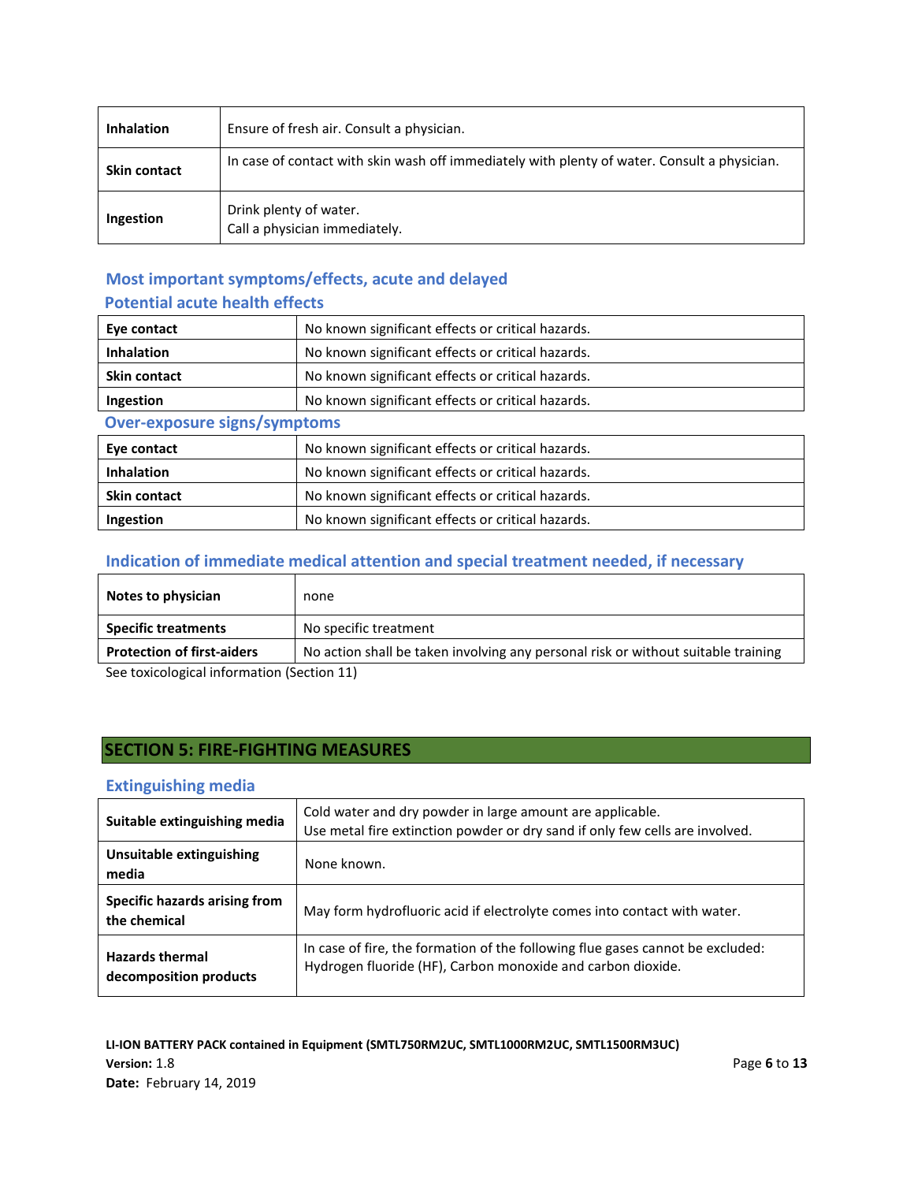| | |
|---|---|
| **Inhalation** | Ensure of fresh air. Consult a physician. |
| **Skin contact** | In case of contact with skin wash off immediately with plenty of water. Consult a physician. |
| **Ingestion** | Drink plenty of water.<br>Call a physician immediately. |

### Most important symptoms/effects, acute and delayed

#### Potential acute health effects

| | |
|---|---|
| **Eye contact** | No known significant effects or critical hazards. |
| **Inhalation** | No known significant effects or critical hazards. |
| **Skin contact** | No known significant effects or critical hazards. |
| **Ingestion** | No known significant effects or critical hazards. |

#### Over-exposure signs/symptoms

| | |
|---|---|
| **Eye contact** | No known significant effects or critical hazards. |
| **Inhalation** | No known significant effects or critical hazards. |
| **Skin contact** | No known significant effects or critical hazards. |
| **Ingestion** | No known significant effects or critical hazards. |

### Indication of immediate medical attention and special treatment needed, if necessary

| | |
|---|---|
| **Notes to physician** | none |
| **Specific treatments** | No specific treatment |
| **Protection of first-aiders** | No action shall be taken involving any personal risk or without suitable training |

See toxicological information (Section 11)

## SECTION 5: FIRE-FIGHTING MEASURES

### Extinguishing media

| | |
|---|---|
| **Suitable extinguishing media** | Cold water and dry powder in large amount are applicable.<br>Use metal fire extinction powder or dry sand if only few cells are involved. |
| **Unsuitable extinguishing media** | None known. |
| **Specific hazards arising from the chemical** | May form hydrofluoric acid if electrolyte comes into contact with water. |
| **Hazards thermal decomposition products** | In case of fire, the formation of the following flue gases cannot be excluded:<br>Hydrogen fluoride (HF), Carbon monoxide and carbon dioxide. |

**LI-ION BATTERY PACK contained in Equipment (SMTL750RM2UC, SMTL1000RM2UC, SMTL1500RM3UC)**
**Version:** 1.8
**Date:** February 14, 2019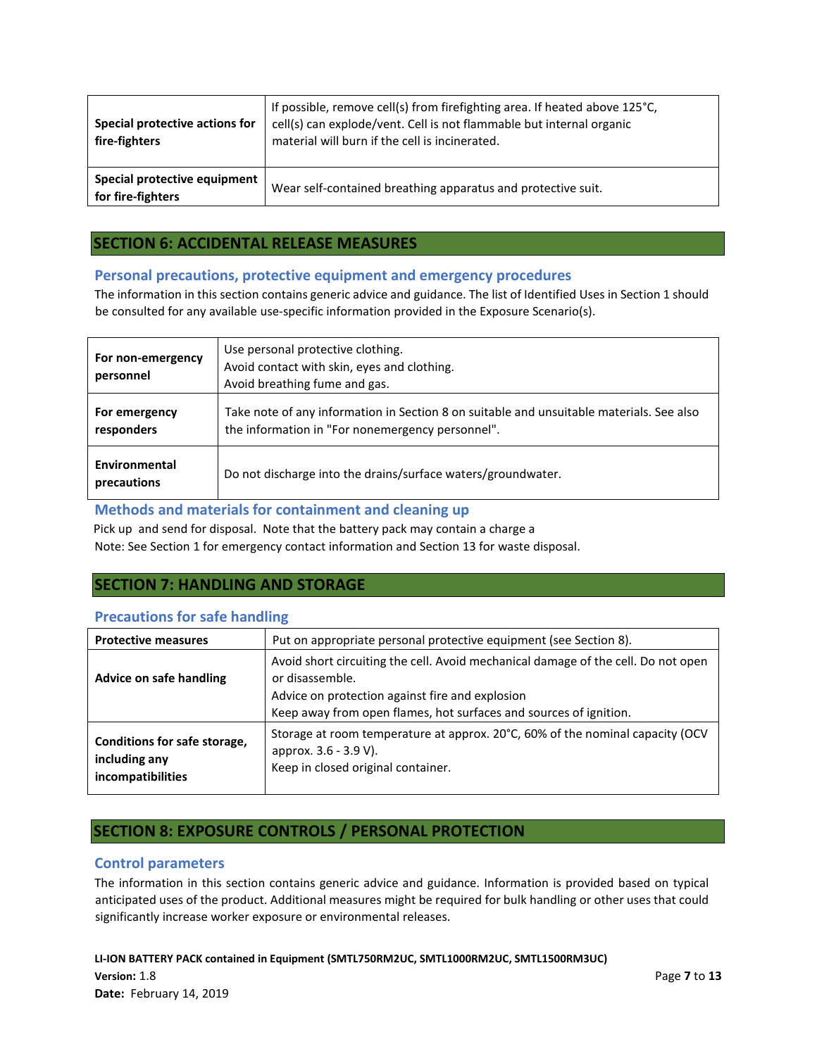| Special protective actions for fire-fighters | If possible, remove cell(s) from firefighting area. If heated above 125°C, cell(s) can explode/vent. Cell is not flammable but internal organic material will burn if the cell is incinerated. |
|---|---|
| Special protective equipment for fire-fighters | Wear self-contained breathing apparatus and protective suit. |

## SECTION 6: ACCIDENTAL RELEASE MEASURES

### Personal precautions, protective equipment and emergency procedures

The information in this section contains generic advice and guidance. The list of Identified Uses in Section 1 should be consulted for any available use-specific information provided in the Exposure Scenario(s).

| For non-emergency personnel | Use personal protective clothing.<br>Avoid contact with skin, eyes and clothing.<br>Avoid breathing fume and gas. |
|---|---|
| For emergency responders | Take note of any information in Section 8 on suitable and unsuitable materials. See also the information in "For nonemergency personnel". |
| Environmental precautions | Do not discharge into the drains/surface waters/groundwater. |

### Methods and materials for containment and cleaning up

Pick up and send for disposal. Note that the battery pack may contain a charge a

Note: See Section 1 for emergency contact information and Section 13 for waste disposal.

## SECTION 7: HANDLING AND STORAGE

### Precautions for safe handling

| Protective measures | Put on appropriate personal protective equipment (see Section 8). |
|---|---|
| Advice on safe handling | Avoid short circuiting the cell. Avoid mechanical damage of the cell. Do not open or disassemble.<br>Advice on protection against fire and explosion<br>Keep away from open flames, hot surfaces and sources of ignition. |
| Conditions for safe storage, including any incompatibilities | Storage at room temperature at approx. 20°C, 60% of the nominal capacity (OCV approx. 3.6 - 3.9 V).<br>Keep in closed original container. |

## SECTION 8: EXPOSURE CONTROLS / PERSONAL PROTECTION

### Control parameters

The information in this section contains generic advice and guidance. Information is provided based on typical anticipated uses of the product. Additional measures might be required for bulk handling or other uses that could significantly increase worker exposure or environmental releases.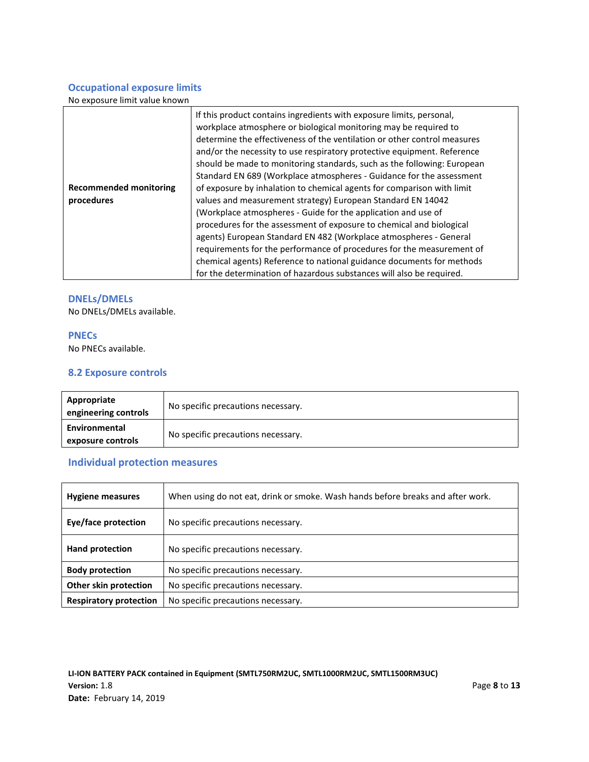### Occupational exposure limits

No exposure limit value known

| | |
|---|---|
| **Recommended monitoring procedures** | If this product contains ingredients with exposure limits, personal, workplace atmosphere or biological monitoring may be required to determine the effectiveness of the ventilation or other control measures and/or the necessity to use respiratory protective equipment. Reference should be made to monitoring standards, such as the following: European Standard EN 689 (Workplace atmospheres - Guidance for the assessment of exposure by inhalation to chemical agents for comparison with limit values and measurement strategy) European Standard EN 14042 (Workplace atmospheres - Guide for the application and use of procedures for the assessment of exposure to chemical and biological agents) European Standard EN 482 (Workplace atmospheres - General requirements for the performance of procedures for the measurement of chemical agents) Reference to national guidance documents for methods for the determination of hazardous substances will also be required. |

### DNELs/DMELs

No DNELs/DMELs available.

### PNECs

No PNECs available.

### 8.2 Exposure controls

| | |
|---|---|
| **Appropriate engineering controls** | No specific precautions necessary. |
| **Environmental exposure controls** | No specific precautions necessary. |

### Individual protection measures

| | |
|---|---|
| **Hygiene measures** | When using do not eat, drink or smoke. Wash hands before breaks and after work. |
| **Eye/face protection** | No specific precautions necessary. |
| **Hand protection** | No specific precautions necessary. |
| **Body protection** | No specific precautions necessary. |
| **Other skin protection** | No specific precautions necessary. |
| **Respiratory protection** | No specific precautions necessary. |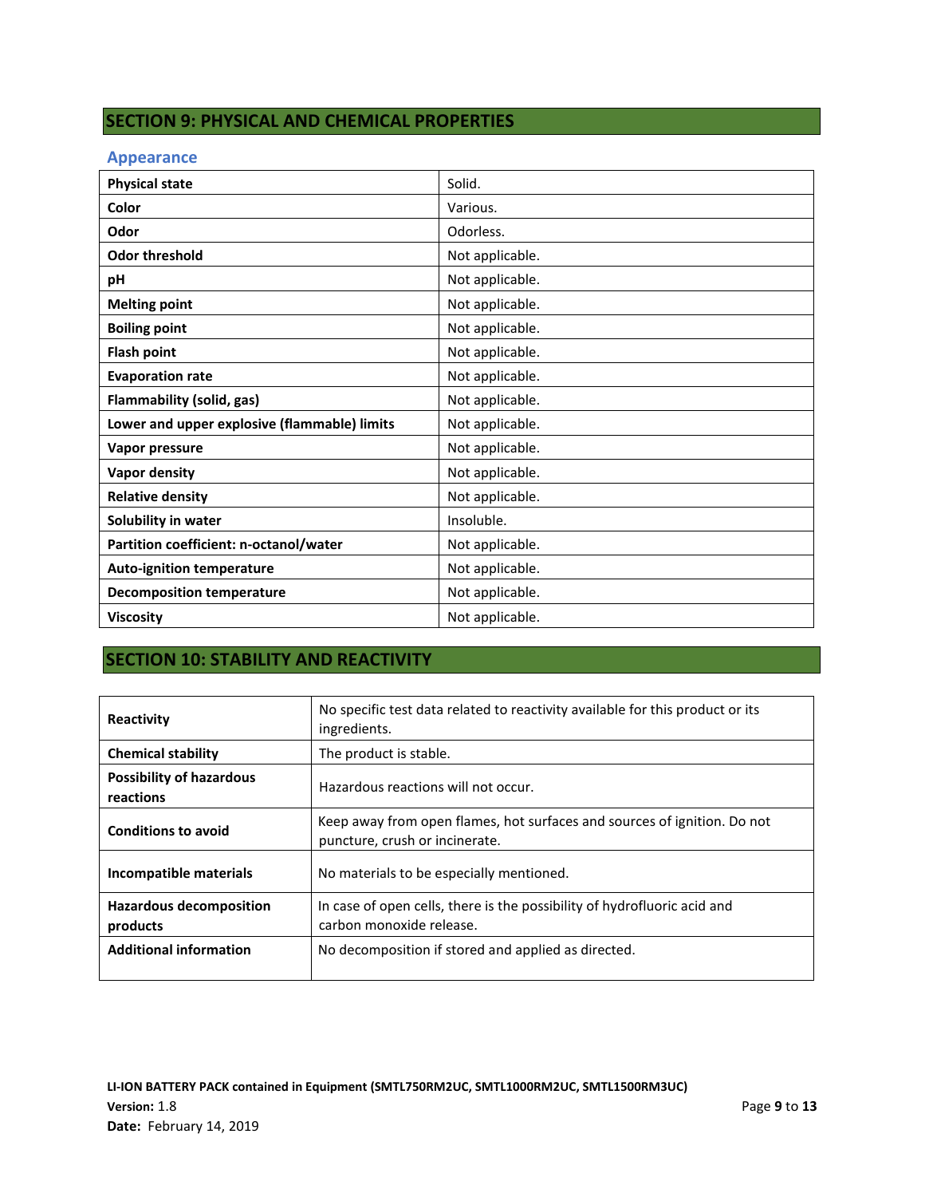## SECTION 9: PHYSICAL AND CHEMICAL PROPERTIES

### Appearance

| Property | Value |
|---|---|
| **Physical state** | Solid. |
| **Color** | Various. |
| **Odor** | Odorless. |
| **Odor threshold** | Not applicable. |
| **pH** | Not applicable. |
| **Melting point** | Not applicable. |
| **Boiling point** | Not applicable. |
| **Flash point** | Not applicable. |
| **Evaporation rate** | Not applicable. |
| **Flammability (solid, gas)** | Not applicable. |
| **Lower and upper explosive (flammable) limits** | Not applicable. |
| **Vapor pressure** | Not applicable. |
| **Vapor density** | Not applicable. |
| **Relative density** | Not applicable. |
| **Solubility in water** | Insoluble. |
| **Partition coefficient: n-octanol/water** | Not applicable. |
| **Auto-ignition temperature** | Not applicable. |
| **Decomposition temperature** | Not applicable. |
| **Viscosity** | Not applicable. |

## SECTION 10: STABILITY AND REACTIVITY

| Item | Information |
|---|---|
| **Reactivity** | No specific test data related to reactivity available for this product or its ingredients. |
| **Chemical stability** | The product is stable. |
| **Possibility of hazardous reactions** | Hazardous reactions will not occur. |
| **Conditions to avoid** | Keep away from open flames, hot surfaces and sources of ignition. Do not puncture, crush or incinerate. |
| **Incompatible materials** | No materials to be especially mentioned. |
| **Hazardous decomposition products** | In case of open cells, there is the possibility of hydrofluoric acid and carbon monoxide release. |
| **Additional information** | No decomposition if stored and applied as directed. |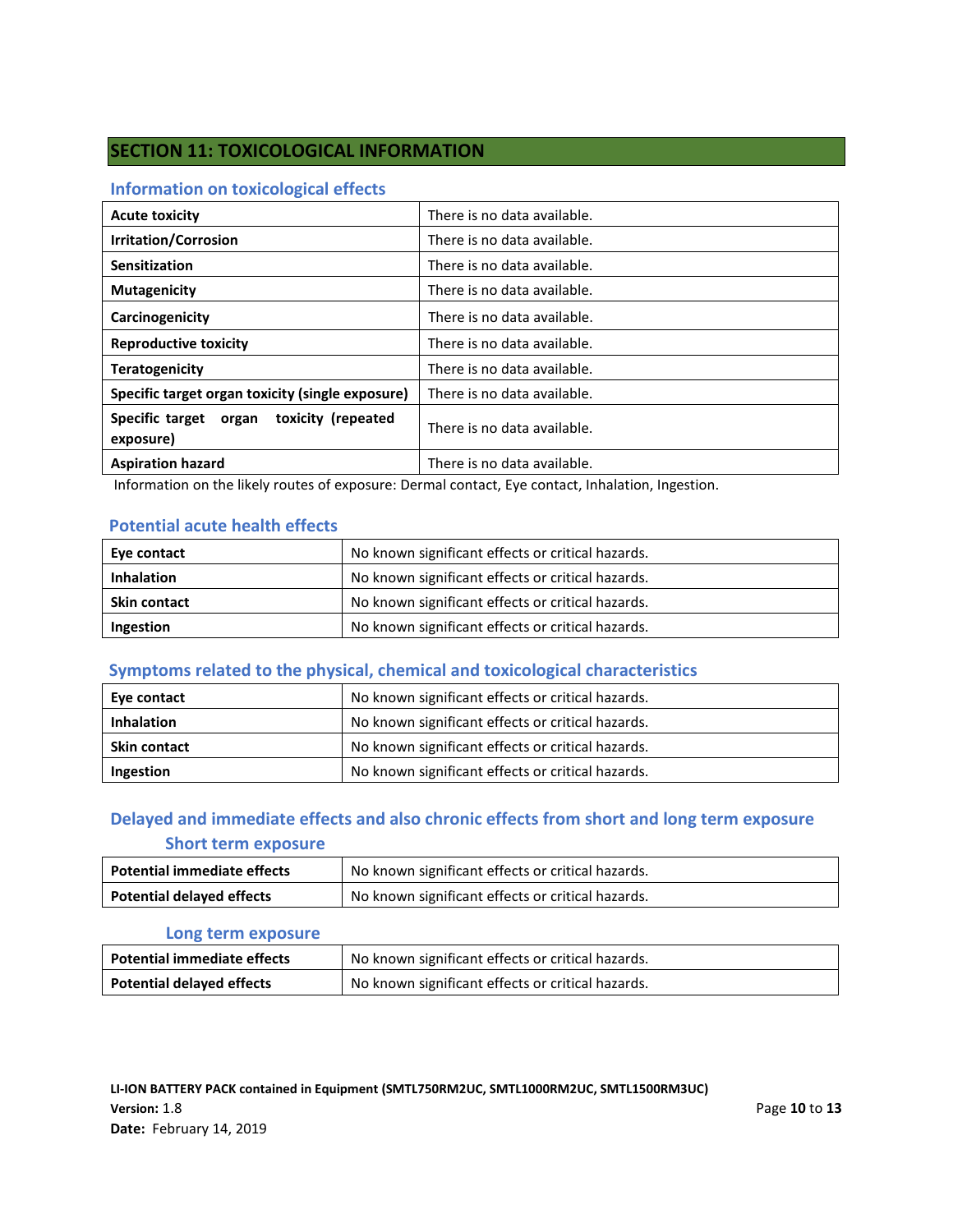## SECTION 11: TOXICOLOGICAL INFORMATION

### Information on toxicological effects

| | |
|---|---|
| **Acute toxicity** | There is no data available. |
| **Irritation/Corrosion** | There is no data available. |
| **Sensitization** | There is no data available. |
| **Mutagenicity** | There is no data available. |
| **Carcinogenicity** | There is no data available. |
| **Reproductive toxicity** | There is no data available. |
| **Teratogenicity** | There is no data available. |
| **Specific target organ toxicity (single exposure)** | There is no data available. |
| **Specific target organ toxicity (repeated exposure)** | There is no data available. |
| **Aspiration hazard** | There is no data available. |

Information on the likely routes of exposure: Dermal contact, Eye contact, Inhalation, Ingestion.

### Potential acute health effects

| | |
|---|---|
| **Eye contact** | No known significant effects or critical hazards. |
| **Inhalation** | No known significant effects or critical hazards. |
| **Skin contact** | No known significant effects or critical hazards. |
| **Ingestion** | No known significant effects or critical hazards. |

### Symptoms related to the physical, chemical and toxicological characteristics

| | |
|---|---|
| **Eye contact** | No known significant effects or critical hazards. |
| **Inhalation** | No known significant effects or critical hazards. |
| **Skin contact** | No known significant effects or critical hazards. |
| **Ingestion** | No known significant effects or critical hazards. |

### Delayed and immediate effects and also chronic effects from short and long term exposure

#### Short term exposure

| | |
|---|---|
| **Potential immediate effects** | No known significant effects or critical hazards. |
| **Potential delayed effects** | No known significant effects or critical hazards. |

#### Long term exposure

| | |
|---|---|
| **Potential immediate effects** | No known significant effects or critical hazards. |
| **Potential delayed effects** | No known significant effects or critical hazards. |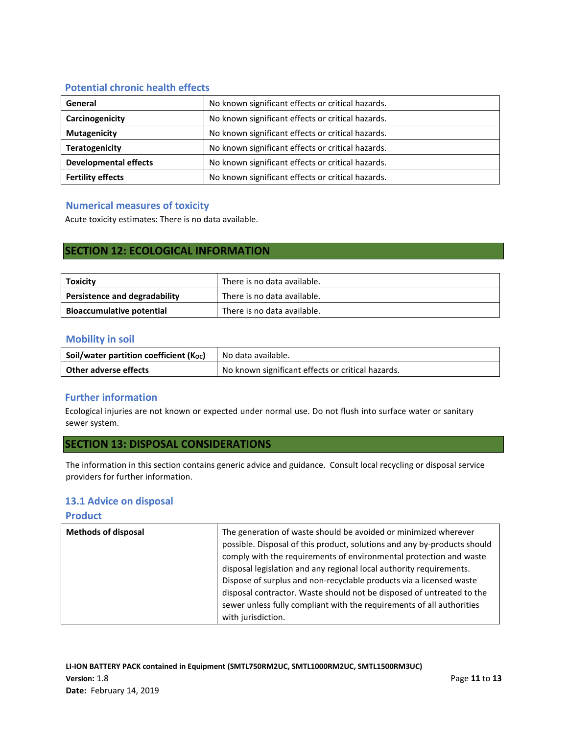### Potential chronic health effects

| | |
|---|---|
| **General** | No known significant effects or critical hazards. |
| **Carcinogenicity** | No known significant effects or critical hazards. |
| **Mutagenicity** | No known significant effects or critical hazards. |
| **Teratogenicity** | No known significant effects or critical hazards. |
| **Developmental effects** | No known significant effects or critical hazards. |
| **Fertility effects** | No known significant effects or critical hazards. |

### Numerical measures of toxicity

Acute toxicity estimates: There is no data available.

## SECTION 12: ECOLOGICAL INFORMATION

| | |
|---|---|
| **Toxicity** | There is no data available. |
| **Persistence and degradability** | There is no data available. |
| **Bioaccumulative potential** | There is no data available. |

### Mobility in soil

| | |
|---|---|
| **Soil/water partition coefficient ($K_{OC}$)** | No data available. |
| **Other adverse effects** | No known significant effects or critical hazards. |

### Further information

Ecological injuries are not known or expected under normal use. Do not flush into surface water or sanitary sewer system.

## SECTION 13: DISPOSAL CONSIDERATIONS

The information in this section contains generic advice and guidance. Consult local recycling or disposal service providers for further information.

### 13.1 Advice on disposal

### Product

| | |
|---|---|
| **Methods of disposal** | The generation of waste should be avoided or minimized wherever possible. Disposal of this product, solutions and any by-products should comply with the requirements of environmental protection and waste disposal legislation and any regional local authority requirements. Dispose of surplus and non-recyclable products via a licensed waste disposal contractor. Waste should not be disposed of untreated to the sewer unless fully compliant with the requirements of all authorities with jurisdiction. |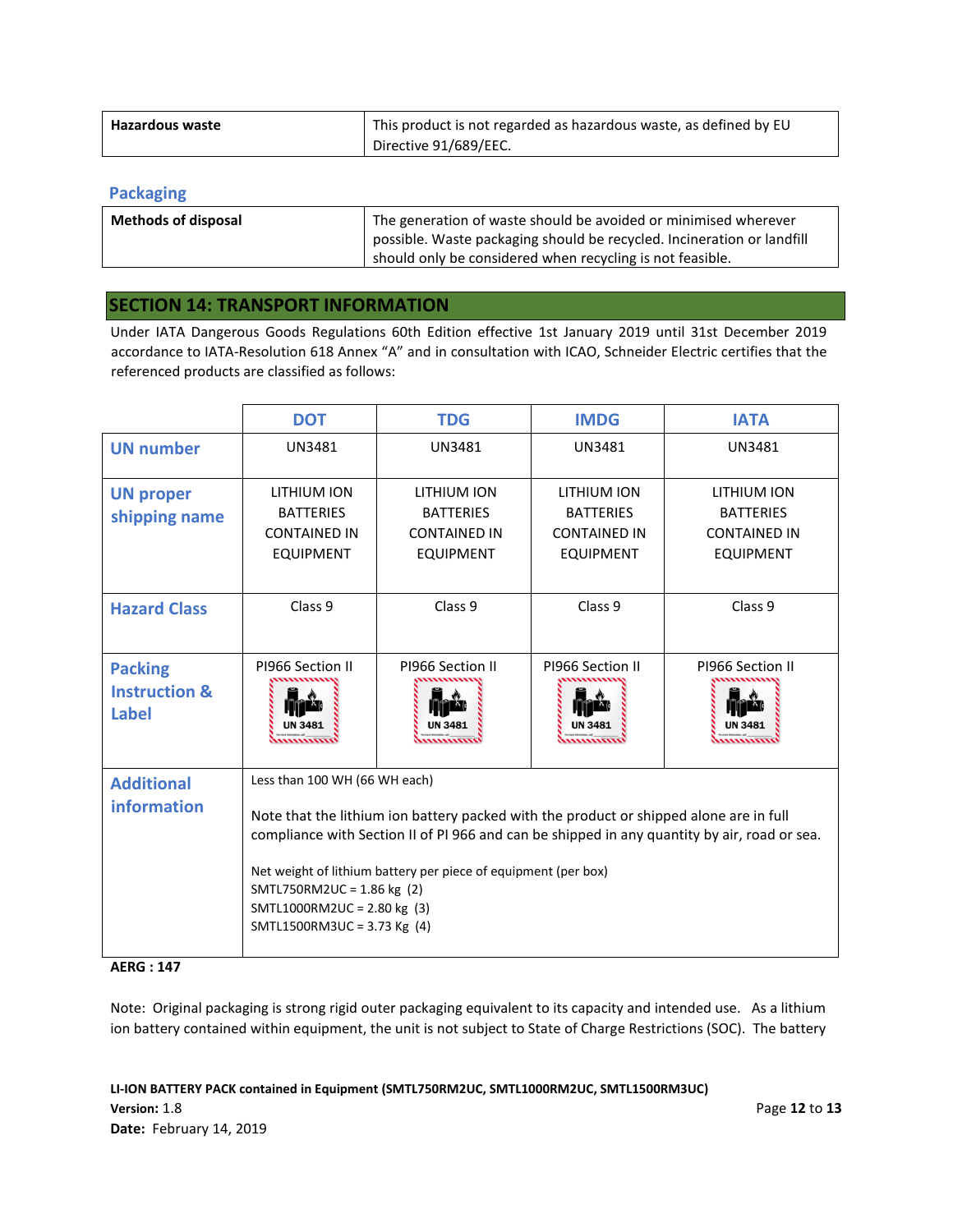| Hazardous waste | This product is not regarded as hazardous waste, as defined by EU Directive 91/689/EEC. |
|---|---|

### Packaging

| Methods of disposal | The generation of waste should be avoided or minimised wherever possible. Waste packaging should be recycled. Incineration or landfill should only be considered when recycling is not feasible. |
|---|---|

## SECTION 14: TRANSPORT INFORMATION

Under IATA Dangerous Goods Regulations 60th Edition effective 1st January 2019 until 31st December 2019 accordance to IATA-Resolution 618 Annex "A" and in consultation with ICAO, Schneider Electric certifies that the referenced products are classified as follows:

| | DOT | TDG | IMDG | IATA |
|---|---|---|---|---|
| UN number | UN3481 | UN3481 | UN3481 | UN3481 |
| UN proper shipping name | LITHIUM ION BATTERIES CONTAINED IN EQUIPMENT | LITHIUM ION BATTERIES CONTAINED IN EQUIPMENT | LITHIUM ION BATTERIES CONTAINED IN EQUIPMENT | LITHIUM ION BATTERIES CONTAINED IN EQUIPMENT |
| Hazard Class | Class 9 | Class 9 | Class 9 | Class 9 |
| Packing Instruction & Label | PI966 Section II<br>UN 3481 | PI966 Section II<br>UN 3481 | PI966 Section II<br>UN 3481 | PI966 Section II<br>UN 3481 |
| Additional information | Less than 100 WH (66 WH each)<br><br>Note that the lithium ion battery packed with the product or shipped alone are in full compliance with Section II of PI 966 and can be shipped in any quantity by air, road or sea.<br><br>Net weight of lithium battery per piece of equipment (per box)<br>SMTL750RM2UC = 1.86 kg (2)<br>SMTL1000RM2UC = 2.80 kg (3)<br>SMTL1500RM3UC = 3.73 Kg (4) | | | |

**AERG : 147**

Note: Original packaging is strong rigid outer packaging equivalent to its capacity and intended use. As a lithium ion battery contained within equipment, the unit is not subject to State of Charge Restrictions (SOC). The battery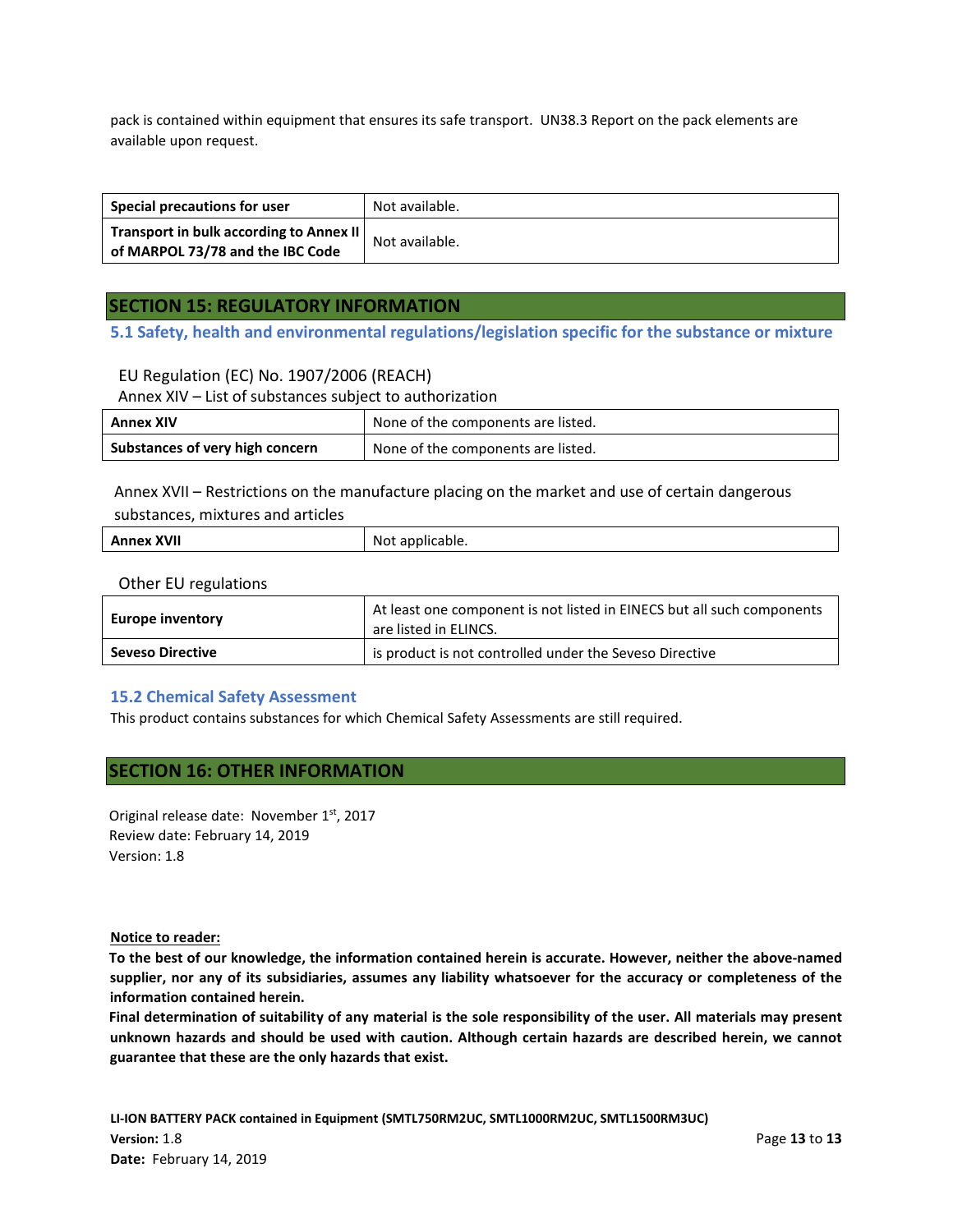pack is contained within equipment that ensures its safe transport. UN38.3 Report on the pack elements are available upon request.

| | |
|---|---|
| **Special precautions for user** | Not available. |
| **Transport in bulk according to Annex II of MARPOL 73/78 and the IBC Code** | Not available. |

## SECTION 15: REGULATORY INFORMATION

### 5.1 Safety, health and environmental regulations/legislation specific for the substance or mixture

EU Regulation (EC) No. 1907/2006 (REACH)
Annex XIV – List of substances subject to authorization

| | |
|---|---|
| **Annex XIV** | None of the components are listed. |
| **Substances of very high concern** | None of the components are listed. |

Annex XVII – Restrictions on the manufacture placing on the market and use of certain dangerous substances, mixtures and articles

| | |
|---|---|
| **Annex XVII** | Not applicable. |

Other EU regulations

| | |
|---|---|
| **Europe inventory** | At least one component is not listed in EINECS but all such components are listed in ELINCS. |
| **Seveso Directive** | is product is not controlled under the Seveso Directive |

### 15.2 Chemical Safety Assessment

This product contains substances for which Chemical Safety Assessments are still required.

## SECTION 16: OTHER INFORMATION

Original release date: November 1st, 2017
Review date: February 14, 2019
Version: 1.8

**Notice to reader:**

**To the best of our knowledge, the information contained herein is accurate. However, neither the above-named supplier, nor any of its subsidiaries, assumes any liability whatsoever for the accuracy or completeness of the information contained herein.**

**Final determination of suitability of any material is the sole responsibility of the user. All materials may present unknown hazards and should be used with caution. Although certain hazards are described herein, we cannot guarantee that these are the only hazards that exist.**